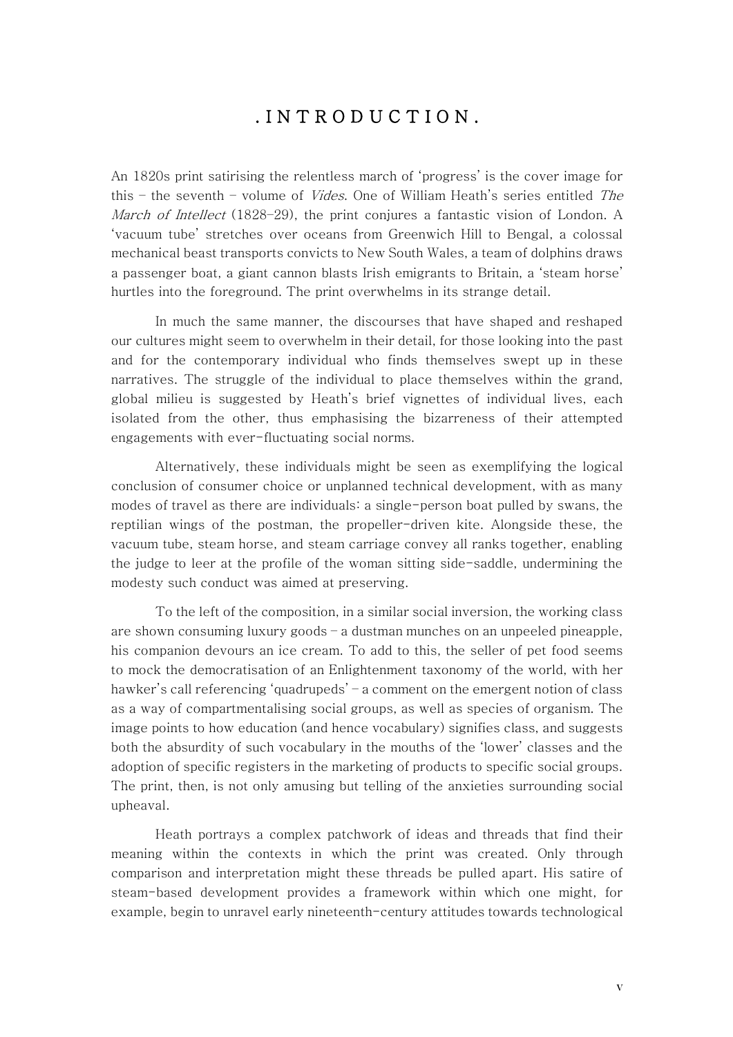# .INTRODUCTION.

An 1820s print satirising the relentless march of 'progress' is the cover image for this – the seventh – volume of *Vides*. One of William Heath's series entitled *The March of Intellect* (1828–29), the print conjures a fantastic vision of London. A 'vacuum tube' stretches over oceans from Greenwich Hill to Bengal, a colossal mechanical beast transports convicts to New South Wales, a team of dolphins draws a passenger boat, a giant cannon blasts Irish emigrants to Britain, a 'steam horse' hurtles into the foreground. The print overwhelms in its strange detail.

In much the same manner, the discourses that have shaped and reshaped our cultures might seem to overwhelm in their detail, for those looking into the past and for the contemporary individual who finds themselves swept up in these narratives. The struggle of the individual to place themselves within the grand, global milieu is suggested by Heath's brief vignettes of individual lives, each isolated from the other, thus emphasising the bizarreness of their attempted engagements with ever-fluctuating social norms.

Alternatively, these individuals might be seen as exemplifying the logical conclusion of consumer choice or unplanned technical development, with as many modes of travel as there are individuals: a single-person boat pulled by swans, the reptilian wings of the postman, the propeller-driven kite. Alongside these, the vacuum tube, steam horse, and steam carriage convey all ranks together, enabling the judge to leer at the profile of the woman sitting side-saddle, undermining the modesty such conduct was aimed at preserving.

To the left of the composition, in a similar social inversion, the working class are shown consuming luxury goods – a dustman munches on an unpeeled pineapple, his companion devours an ice cream. To add to this, the seller of pet food seems to mock the democratisation of an Enlightenment taxonomy of the world, with her hawker's call referencing 'quadrupeds' – a comment on the emergent notion of class as a way of compartmentalising social groups, as well as species of organism. The image points to how education (and hence vocabulary) signifies class, and suggests both the absurdity of such vocabulary in the mouths of the 'lower' classes and the adoption of specific registers in the marketing of products to specific social groups. The print, then, is not only amusing but telling of the anxieties surrounding social upheaval.

Heath portrays a complex patchwork of ideas and threads that find their meaning within the contexts in which the print was created. Only through comparison and interpretation might these threads be pulled apart. His satire of steam-based development provides a framework within which one might, for example, begin to unravel early nineteenth-century attitudes towards technological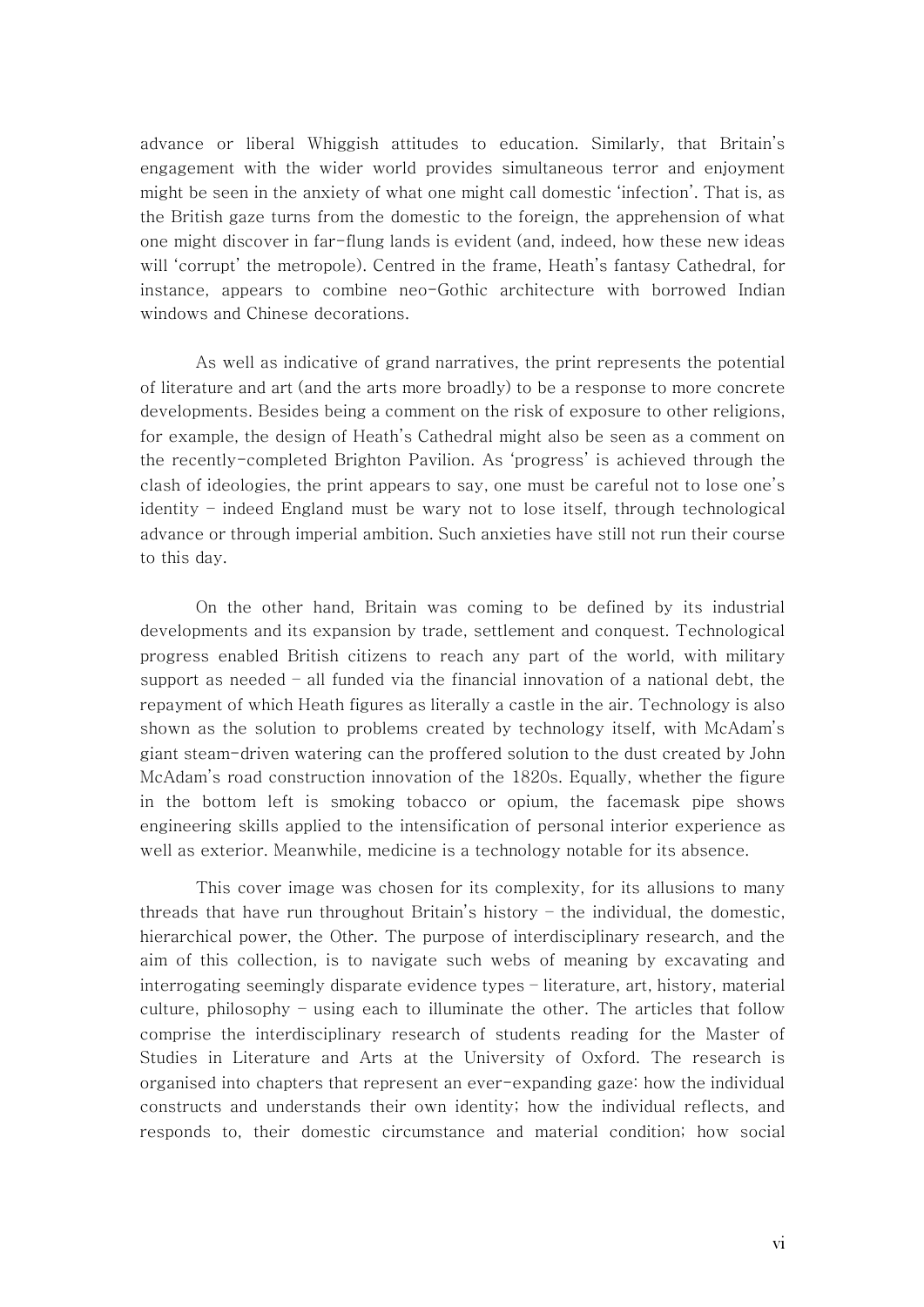advance or liberal Whiggish attitudes to education. Similarly, that Britain's engagement with the wider world provides simultaneous terror and enjoyment might be seen in the anxiety of what one might call domestic 'infection'. That is, as the British gaze turns from the domestic to the foreign, the apprehension of what one might discover in far-flung lands is evident (and, indeed, how these new ideas will 'corrupt' the metropole). Centred in the frame, Heath's fantasy Cathedral, for instance, appears to combine neo-Gothic architecture with borrowed Indian windows and Chinese decorations.

As well as indicative of grand narratives, the print represents the potential of literature and art (and the arts more broadly) to be a response to more concrete developments. Besides being a comment on the risk of exposure to other religions, for example, the design of Heath's Cathedral might also be seen as a comment on the recently-completed Brighton Pavilion. As 'progress' is achieved through the clash of ideologies, the print appears to say, one must be careful not to lose one's identity – indeed England must be wary not to lose itself, through technological advance or through imperial ambition. Such anxieties have still not run their course to this day.

On the other hand, Britain was coming to be defined by its industrial developments and its expansion by trade, settlement and conquest. Technological progress enabled British citizens to reach any part of the world, with military support as needed – all funded via the financial innovation of a national debt, the repayment of which Heath figures as literally a castle in the air. Technology is also shown as the solution to problems created by technology itself, with McAdam's giant steam-driven watering can the proffered solution to the dust created by John McAdam's road construction innovation of the 1820s. Equally, whether the figure in the bottom left is smoking tobacco or opium, the facemask pipe shows engineering skills applied to the intensification of personal interior experience as well as exterior. Meanwhile, medicine is a technology notable for its absence.

This cover image was chosen for its complexity, for its allusions to many threads that have run throughout Britain's history – the individual, the domestic, hierarchical power, the Other. The purpose of interdisciplinary research, and the aim of this collection, is to navigate such webs of meaning by excavating and interrogating seemingly disparate evidence types – literature, art, history, material culture, philosophy – using each to illuminate the other. The articles that follow comprise the interdisciplinary research of students reading for the Master of Studies in Literature and Arts at the University of Oxford. The research is organised into chapters that represent an ever-expanding gaze: how the individual constructs and understands their own identity; how the individual reflects, and responds to, their domestic circumstance and material condition; how social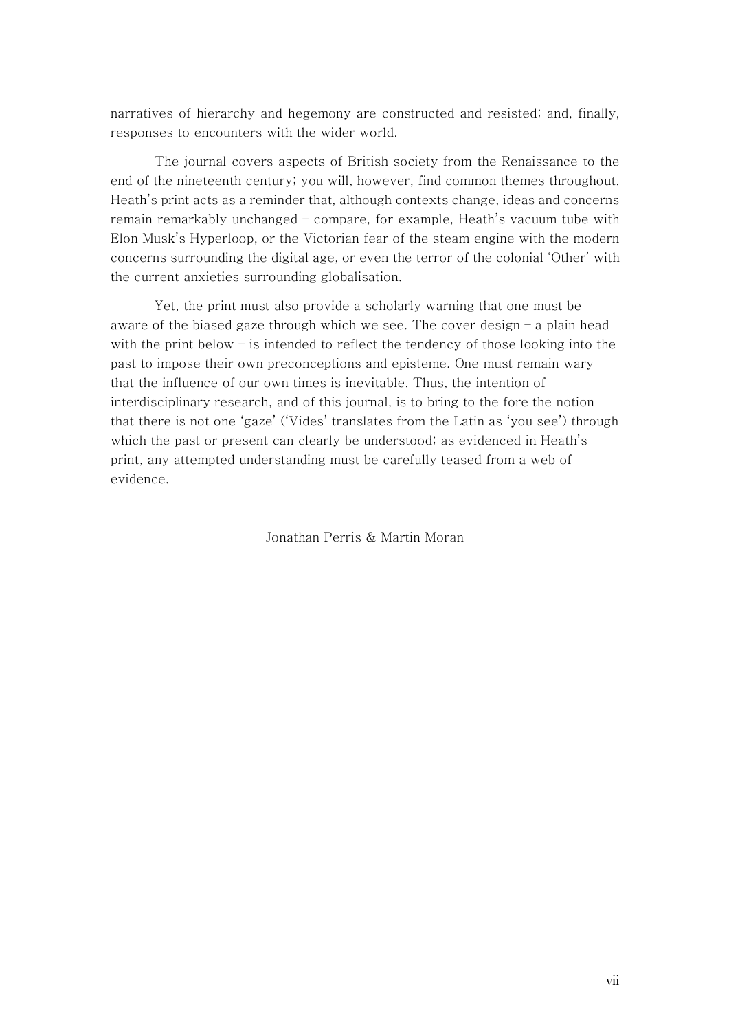narratives of hierarchy and hegemony are constructed and resisted; and, finally, responses to encounters with the wider world.

The journal covers aspects of British society from the Renaissance to the end of the nineteenth century; you will, however, find common themes throughout. Heath's print acts as a reminder that, although contexts change, ideas and concerns remain remarkably unchanged – compare, for example, Heath's vacuum tube with Elon Musk's Hyperloop, or the Victorian fear of the steam engine with the modern concerns surrounding the digital age, or even the terror of the colonial 'Other' with the current anxieties surrounding globalisation.

Yet, the print must also provide a scholarly warning that one must be aware of the biased gaze through which we see. The cover design – a plain head with the print below – is intended to reflect the tendency of those looking into the past to impose their own preconceptions and episteme. One must remain wary that the influence of our own times is inevitable. Thus, the intention of interdisciplinary research, and of this journal, is to bring to the fore the notion that there is not one 'gaze' ('Vides' translates from the Latin as 'you see') through which the past or present can clearly be understood; as evidenced in Heath's print, any attempted understanding must be carefully teased from a web of evidence.

Jonathan Perris & Martin Moran